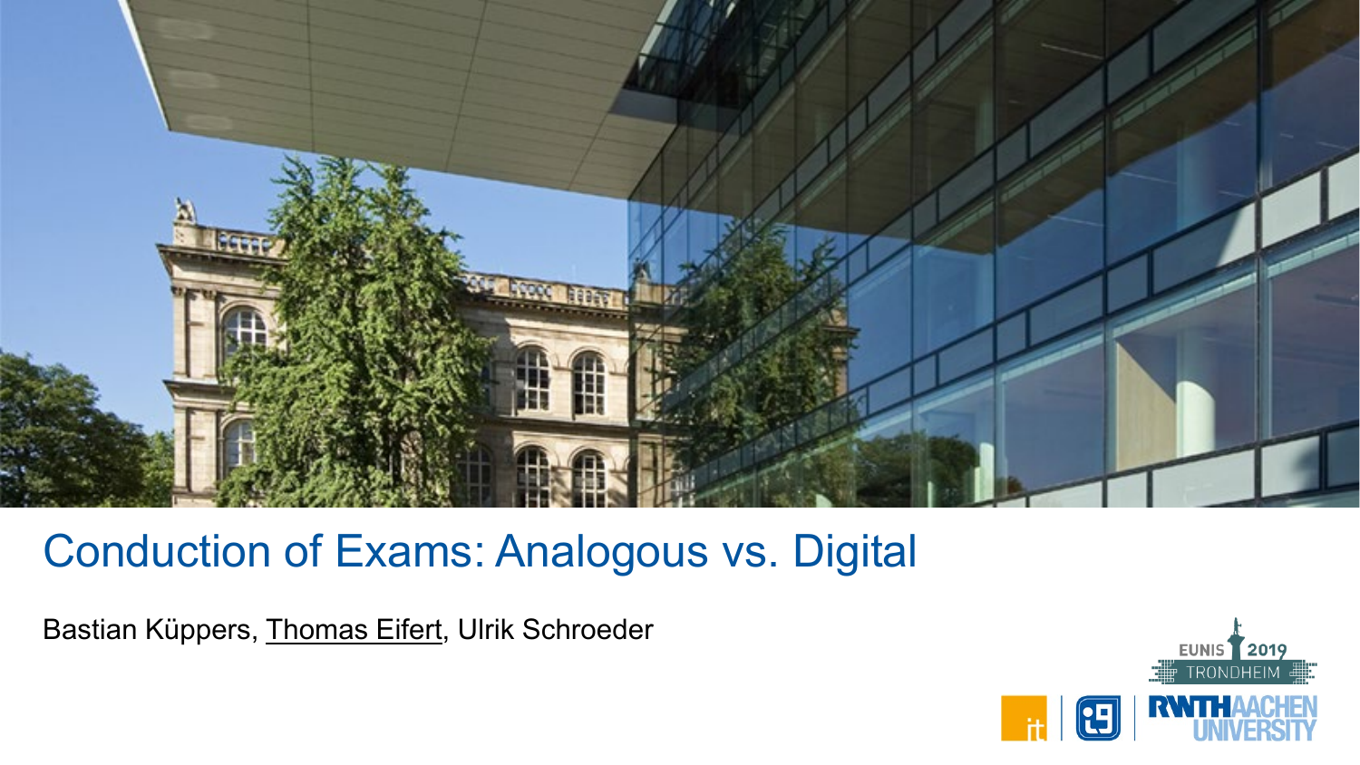# Conduction of Exams: Analogous vs. Digital

Bastian Küppers, Thomas Eifert, Ulrik Schroeder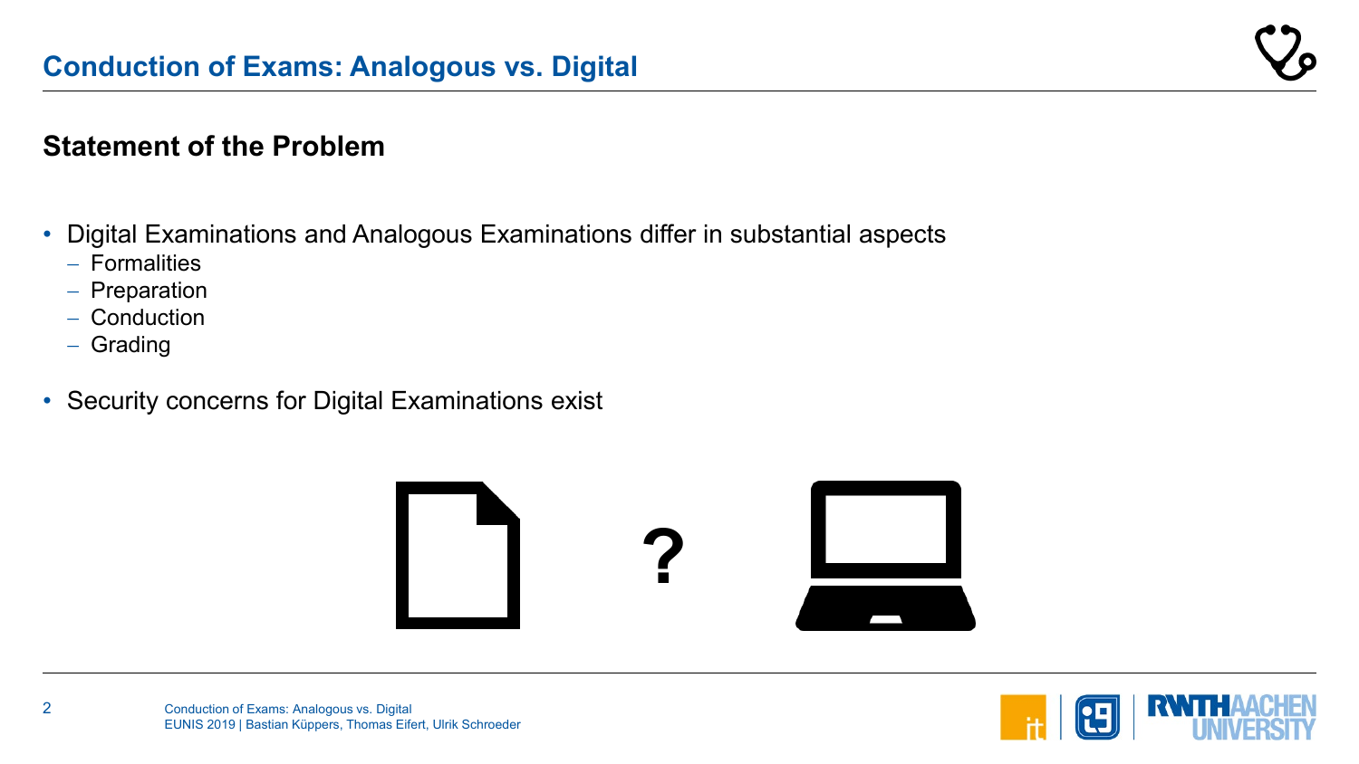# Conduction of Exams: Analogous vs. Digital

## Statement of the Problem

- Digital Examinations and Analogous Examinations differ in substantial aspects
  - Formalities
  - Preparation
  - Conduction
  - Grading
- Security concerns for Digital Examinations exist

?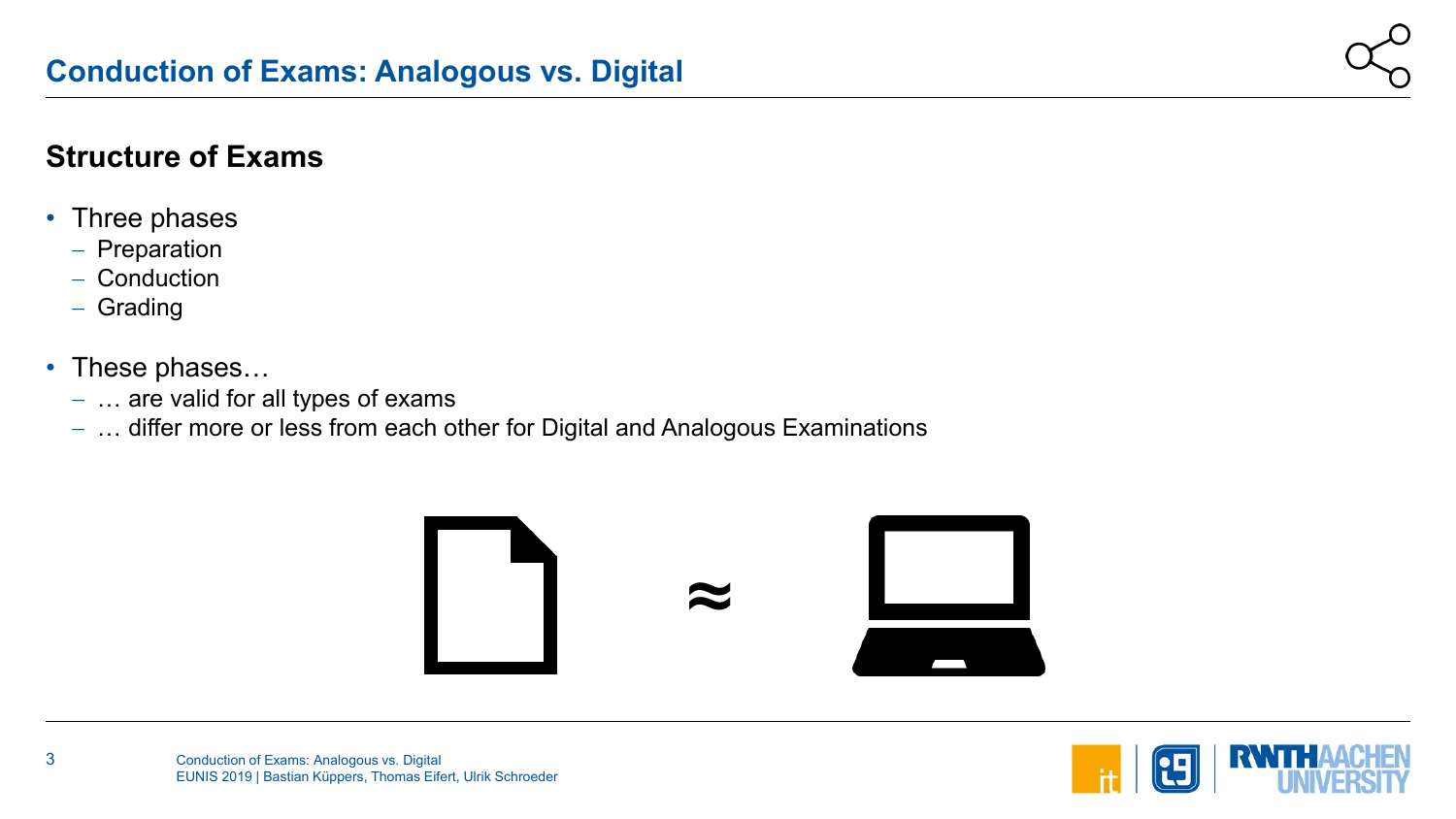# Conduction of Exams: Analogous vs. Digital

## Structure of Exams

- Three phases
  - Preparation
  - Conduction
  - Grading
- These phases…
  - … are valid for all types of exams
  - … differ more or less from each other for Digital and Analogous Examinations

≈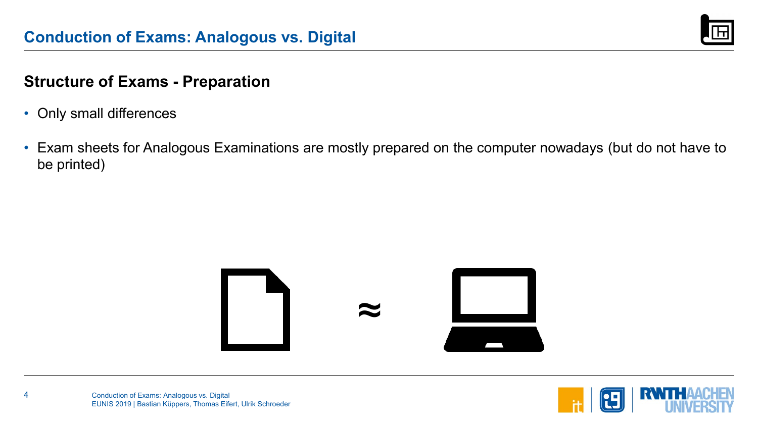## Conduction of Exams: Analogous vs. Digital

### Structure of Exams - Preparation

- Only small differences
- Exam sheets for Analogous Examinations are mostly prepared on the computer nowadays (but do not have to be printed)

≈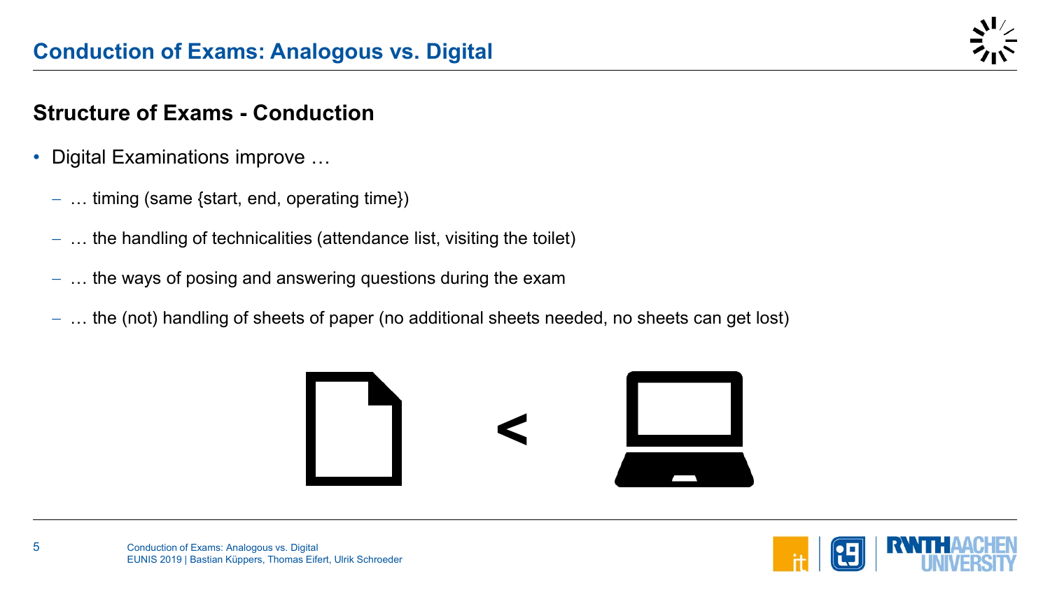## Conduction of Exams: Analogous vs. Digital

### Structure of Exams - Conduction

- Digital Examinations improve …
  - … timing (same {start, end, operating time})
  - … the handling of technicalities (attendance list, visiting the toilet)
  - … the ways of posing and answering questions during the exam
  - … the (not) handling of sheets of paper (no additional sheets needed, no sheets can get lost)

<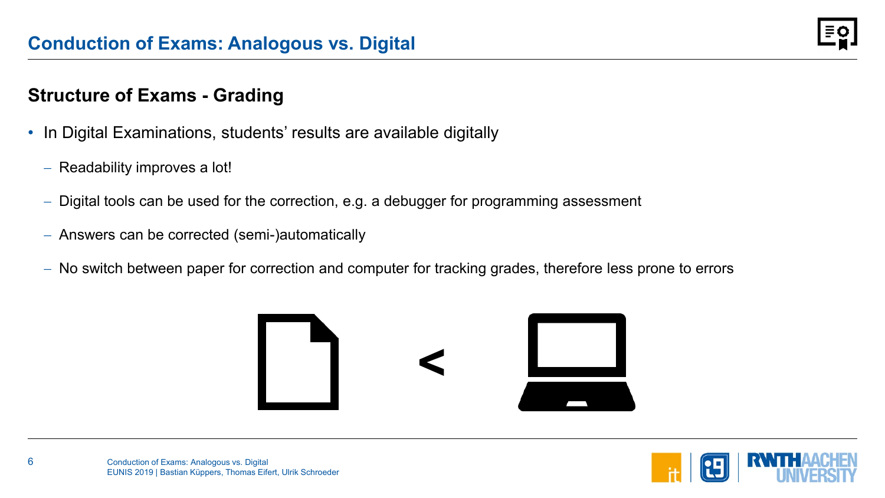# Conduction of Exams: Analogous vs. Digital

## Structure of Exams - Grading

- In Digital Examinations, students' results are available digitally
  - Readability improves a lot!
  - Digital tools can be used for the correction, e.g. a debugger for programming assessment
  - Answers can be corrected (semi-)automatically
  - No switch between paper for correction and computer for tracking grades, therefore less prone to errors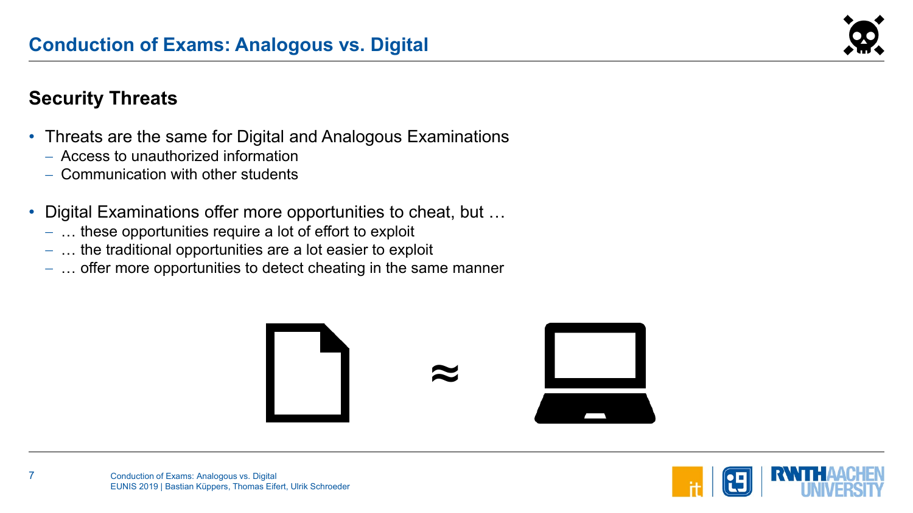# Conduction of Exams: Analogous vs. Digital

## Security Threats

- Threats are the same for Digital and Analogous Examinations
  - Access to unauthorized information
  - Communication with other students
- Digital Examinations offer more opportunities to cheat, but …
  - … these opportunities require a lot of effort to exploit
  - … the traditional opportunities are a lot easier to exploit
  - … offer more opportunities to detect cheating in the same manner

≈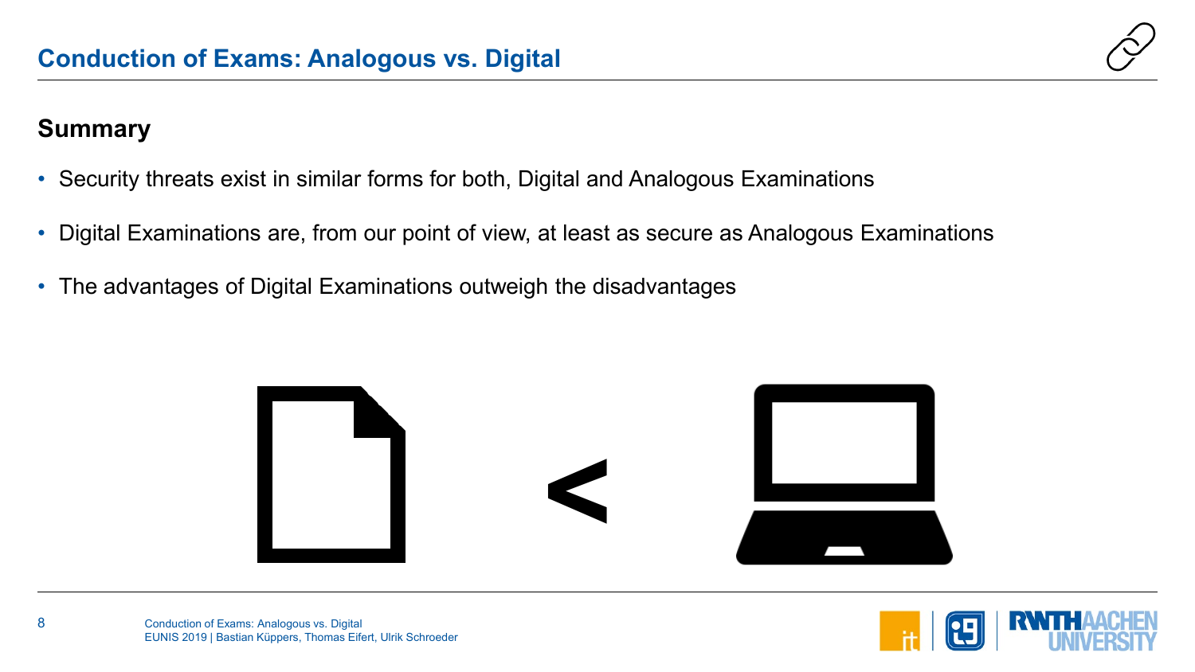# Conduction of Exams: Analogous vs. Digital

## Summary

- Security threats exist in similar forms for both, Digital and Analogous Examinations
- Digital Examinations are, from our point of view, at least as secure as Analogous Examinations
- The advantages of Digital Examinations outweigh the disadvantages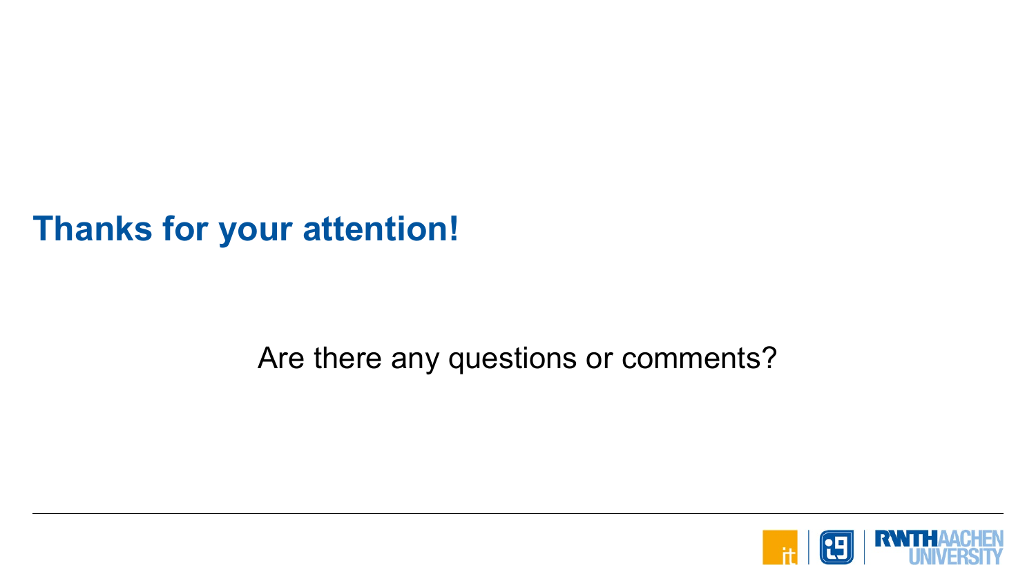# Thanks for your attention!

Are there any questions or comments?